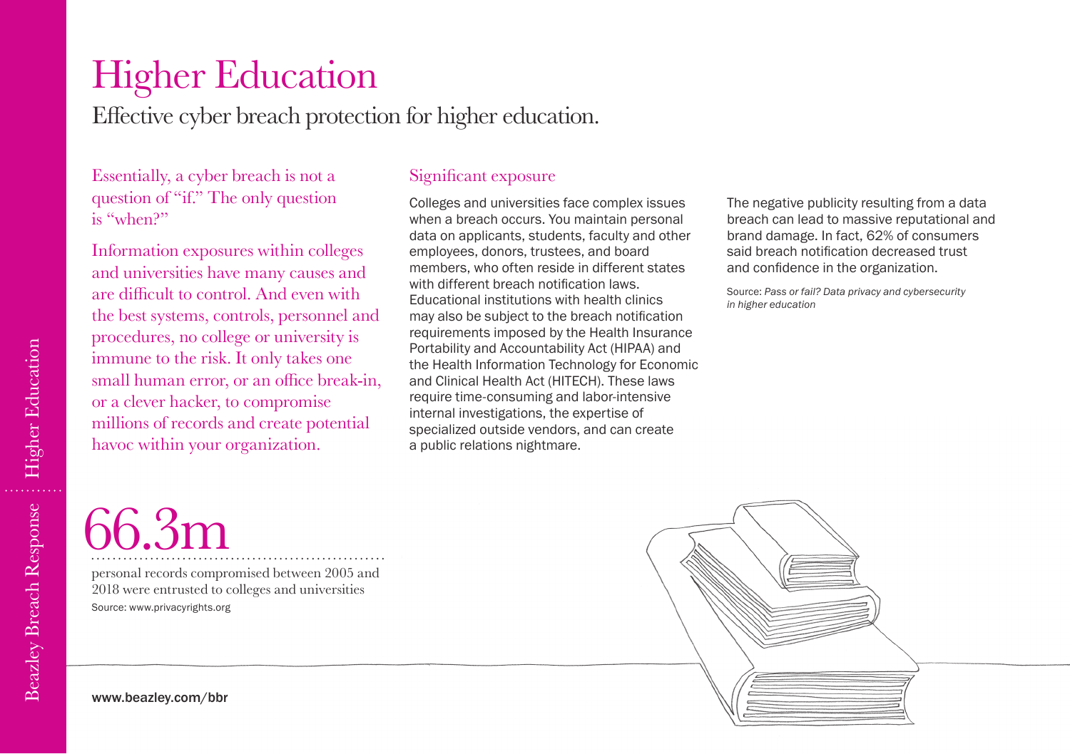# Higher Education

## Effective cyber breach protection for higher education.

Essentially, a cyber breach is not a question of "if." The only question is "when?"

Information exposures within colleges and universities have many causes and are difficult to control. And even with the best systems, controls, personnel and procedures, no college or university is immune to the risk. It only takes one small human error, or an office break-in, or a clever hacker, to compromise millions of records and create potential havoc within your organization.

### Significant exposure

Colleges and universities face complex issues when a breach occurs. You maintain personal data on applicants, students, faculty and other employees, donors, trustees, and board members, who often reside in different states with different breach notification laws. Educational institutions with health clinics may also be subject to the breach notification requirements imposed by the Health Insurance Portability and Accountability Act (HIPAA) and the Health Information Technology for Economic and Clinical Health Act (HITECH). These laws require time-consuming and labor-intensive internal investigations, the expertise of specialized outside vendors, and can create a public relations nightmare.

The negative publicity resulting from a data breach can lead to massive reputational and brand damage. In fact, 62% of consumers said breach notification decreased trust and confidence in the organization.

Source: *Pass or fail? Data privacy and cybersecurity in higher education*

**66.3m**

personal records compromised between 2005 and 2018 were entrusted to colleges and universities

Source: www.privacyrights.org

www.beazley.com/bbr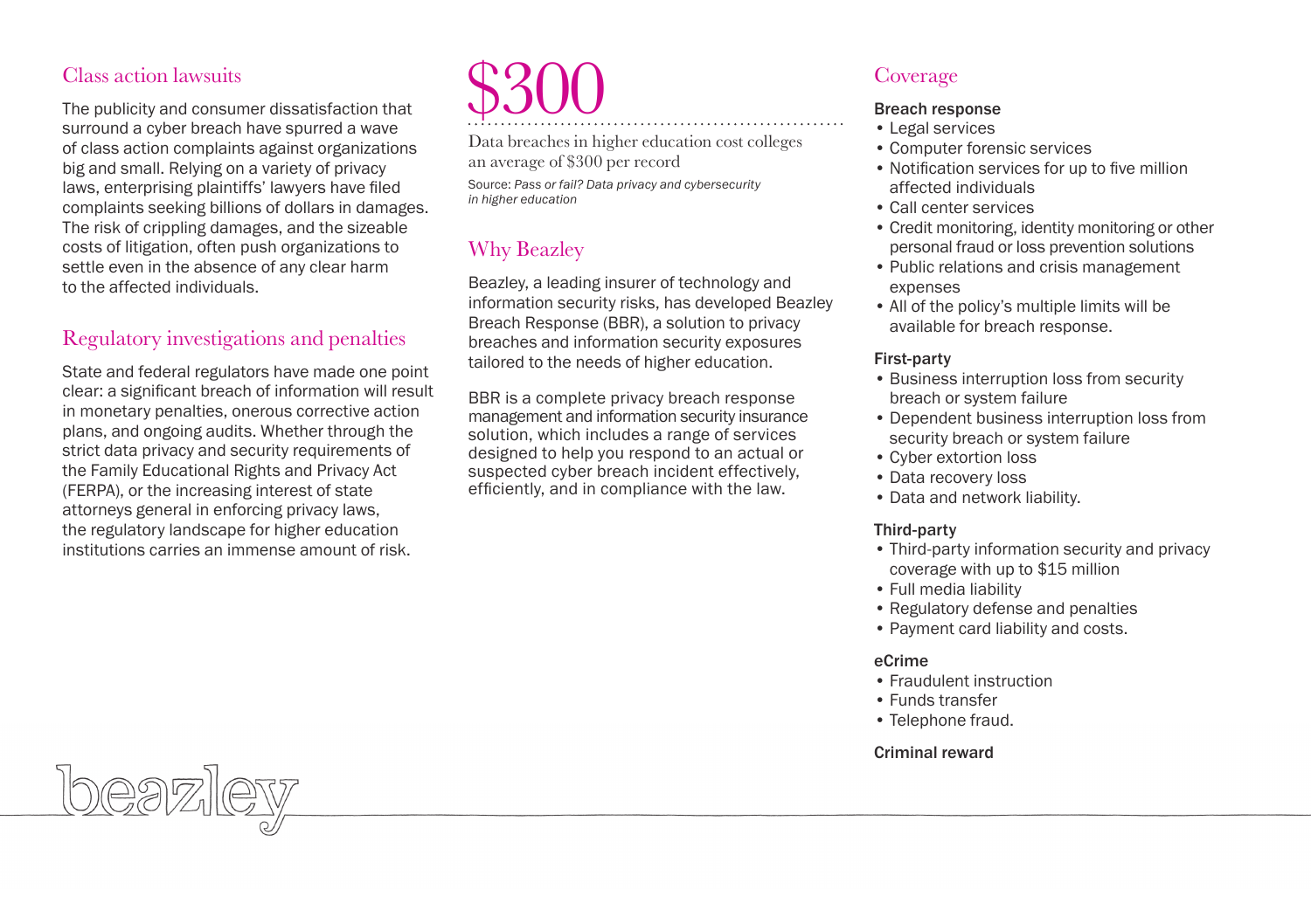## Class action lawsuits

The publicity and consumer dissatisfaction that surround a cyber breach have spurred a wave of class action complaints against organizations big and small. Relying on a variety of privacy laws, enterprising plaintiffs' lawyers have filed complaints seeking billions of dollars in damages. The risk of crippling damages, and the sizeable costs of litigation, often push organizations to settle even in the absence of any clear harm to the affected individuals.

## Regulatory investigations and penalties

State and federal regulators have made one point clear: a significant breach of information will result in monetary penalties, onerous corrective action plans, and ongoing audits. Whether through the strict data privacy and security requirements of the Family Educational Rights and Privacy Act (FERPA), or the increasing interest of state attorneys general in enforcing privacy laws, the regulatory landscape for higher education institutions carries an immense amount of risk.

# $300

Data breaches in higher education cost colleges an average of $300 per record

Source: *Pass or fail? Data privacy and cybersecurity in higher education*

## Why Beazley

Beazley, a leading insurer of technology and information security risks, has developed Beazley Breach Response (BBR), a solution to privacy breaches and information security exposures tailored to the needs of higher education.

BBR is a complete privacy breach response management and information security insurance solution, which includes a range of services designed to help you respond to an actual or suspected cyber breach incident effectively, efficiently, and in compliance with the law.

## Coverage

**Breach response**

- Legal services
- Computer forensic services
- Notification services for up to five million affected individuals
- Call center services
- Credit monitoring, identity monitoring or other personal fraud or loss prevention solutions
- Public relations and crisis management expenses
- All of the policy's multiple limits will be available for breach response.

**First-party**

- Business interruption loss from security breach or system failure
- Dependent business interruption loss from security breach or system failure
- Cyber extortion loss
- Data recovery loss
- Data and network liability.

**Third-party**

- Third-party information security and privacy coverage with up to $15 million
- Full media liability
- Regulatory defense and penalties
- Payment card liability and costs.

**eCrime**

- Fraudulent instruction
- Funds transfer
- Telephone fraud.

**Criminal reward**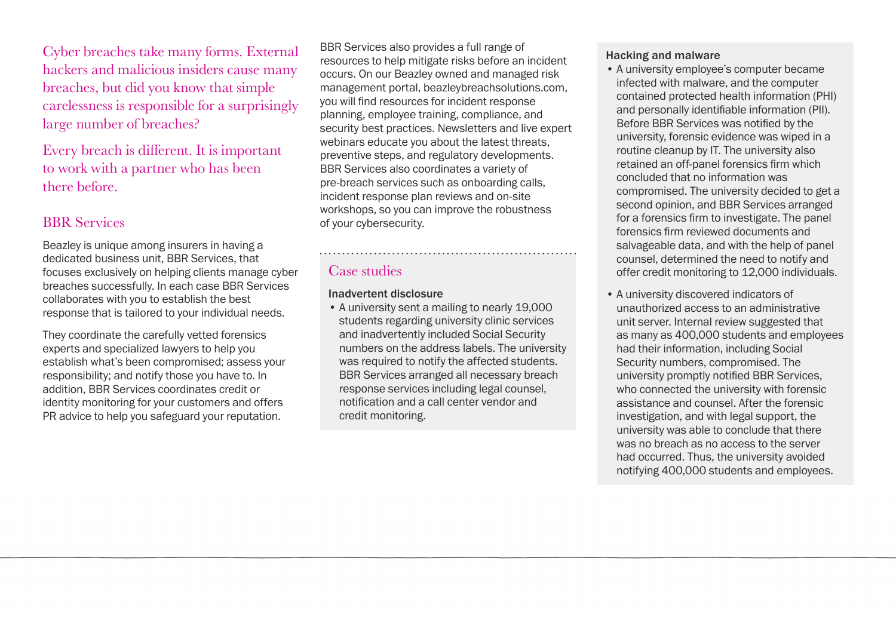Cyber breaches take many forms. External hackers and malicious insiders cause many breaches, but did you know that simple carelessness is responsible for a surprisingly large number of breaches?

Every breach is different. It is important to work with a partner who has been there before.

## BBR Services

Beazley is unique among insurers in having a dedicated business unit, BBR Services, that focuses exclusively on helping clients manage cyber breaches successfully. In each case BBR Services collaborates with you to establish the best response that is tailored to your individual needs.

They coordinate the carefully vetted forensics experts and specialized lawyers to help you establish what's been compromised; assess your responsibility; and notify those you have to. In addition, BBR Services coordinates credit or identity monitoring for your customers and offers PR advice to help you safeguard your reputation.

BBR Services also provides a full range of resources to help mitigate risks before an incident occurs. On our Beazley owned and managed risk management portal, beazleybreachsolutions.com, you will find resources for incident response planning, employee training, compliance, and security best practices. Newsletters and live expert webinars educate you about the latest threats, preventive steps, and regulatory developments. BBR Services also coordinates a variety of pre-breach services such as onboarding calls, incident response plan reviews and on-site workshops, so you can improve the robustness of your cybersecurity.

## Case studies

**Inadvertent disclosure**

- A university sent a mailing to nearly 19,000 students regarding university clinic services and inadvertently included Social Security numbers on the address labels. The university was required to notify the affected students. BBR Services arranged all necessary breach response services including legal counsel, notification and a call center vendor and credit monitoring.

**Hacking and malware**

- A university employee's computer became infected with malware, and the computer contained protected health information (PHI) and personally identifiable information (PII). Before BBR Services was notified by the university, forensic evidence was wiped in a routine cleanup by IT. The university also retained an off-panel forensics firm which concluded that no information was compromised. The university decided to get a second opinion, and BBR Services arranged for a forensics firm to investigate. The panel forensics firm reviewed documents and salvageable data, and with the help of panel counsel, determined the need to notify and offer credit monitoring to 12,000 individuals.
- A university discovered indicators of unauthorized access to an administrative unit server. Internal review suggested that as many as 400,000 students and employees had their information, including Social Security numbers, compromised. The university promptly notified BBR Services, who connected the university with forensic assistance and counsel. After the forensic investigation, and with legal support, the university was able to conclude that there was no breach as no access to the server had occurred. Thus, the university avoided notifying 400,000 students and employees.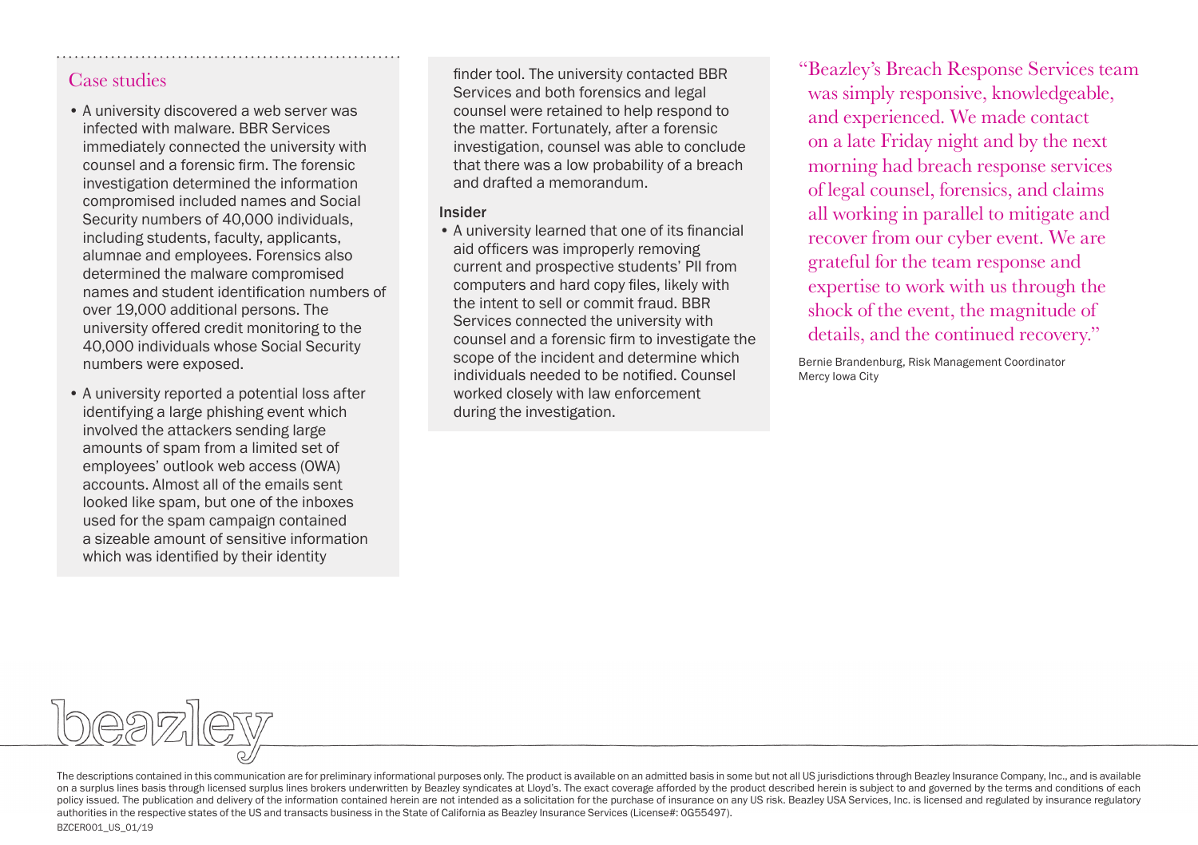## Case studies

- A university discovered a web server was infected with malware. BBR Services immediately connected the university with counsel and a forensic firm. The forensic investigation determined the information compromised included names and Social Security numbers of 40,000 individuals, including students, faculty, applicants, alumnae and employees. Forensics also determined the malware compromised names and student identification numbers of over 19,000 additional persons. The university offered credit monitoring to the 40,000 individuals whose Social Security numbers were exposed.
- A university reported a potential loss after identifying a large phishing event which involved the attackers sending large amounts of spam from a limited set of employees' outlook web access (OWA) accounts. Almost all of the emails sent looked like spam, but one of the inboxes used for the spam campaign contained a sizeable amount of sensitive information which was identified by their identity finder tool. The university contacted BBR Services and both forensics and legal counsel were retained to help respond to the matter. Fortunately, after a forensic investigation, counsel was able to conclude that there was a low probability of a breach and drafted a memorandum.

### Insider

- A university learned that one of its financial aid officers was improperly removing current and prospective students' PII from computers and hard copy files, likely with the intent to sell or commit fraud. BBR Services connected the university with counsel and a forensic firm to investigate the scope of the incident and determine which individuals needed to be notified. Counsel worked closely with law enforcement during the investigation.

"Beazley's Breach Response Services team was simply responsive, knowledgeable, and experienced. We made contact on a late Friday night and by the next morning had breach response services of legal counsel, forensics, and claims all working in parallel to mitigate and recover from our cyber event. We are grateful for the team response and expertise to work with us through the shock of the event, the magnitude of details, and the continued recovery."

Bernie Brandenburg, Risk Management Coordinator
Mercy Iowa City

beazley

The descriptions contained in this communication are for preliminary informational purposes only. The product is available on an admitted basis in some but not all US jurisdictions through Beazley Insurance Company, Inc., and is available on a surplus lines basis through licensed surplus lines brokers underwritten by Beazley syndicates at Lloyd's. The exact coverage afforded by the product described herein is subject to and governed by the terms and conditions of each policy issued. The publication and delivery of the information contained herein are not intended as a solicitation for the purchase of insurance on any US risk. Beazley USA Services, Inc. is licensed and regulated by insurance regulatory authorities in the respective states of the US and transacts business in the State of California as Beazley Insurance Services (License#: 0G55497).

BZCER001_US_01/19